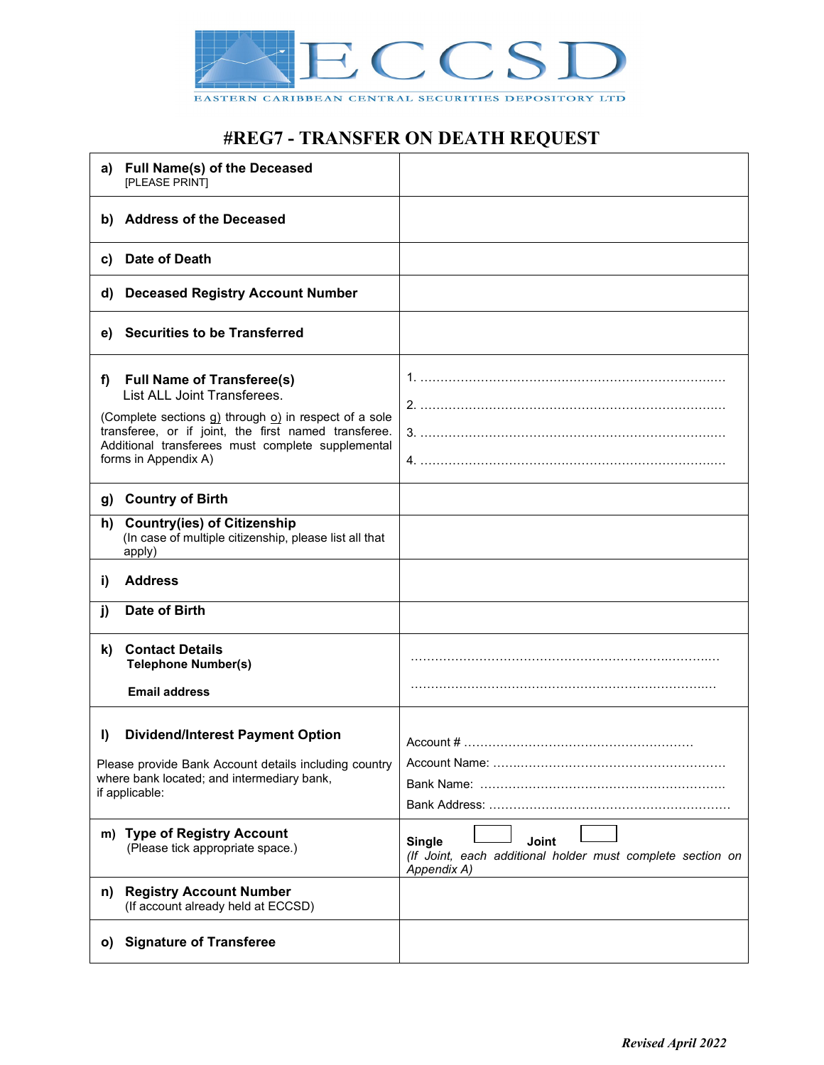ECCSD

EASTERN CARIBBEAN CENTRAL SECURITIES DEPOSITORY LTD

# #REG7 - TRANSFER ON DEATH REQUEST

| | |
|---|---|
| **a) Full Name(s) of the Deceased** [PLEASE PRINT] | |
| **b) Address of the Deceased** | |
| **c) Date of Death** | |
| **d) Deceased Registry Account Number** | |
| **e) Securities to be Transferred** | |
| **f) Full Name of Transferee(s)** List ALL Joint Transferees. (Complete sections g) through o) in respect of a sole transferee, or if joint, the first named transferee. Additional transferees must complete supplemental forms in Appendix A) | 1. ……………………………………………………………………… 2. ……………………………………………………………………… 3. ……………………………………………………………………… 4. ……………………………………………………………………… |
| **g) Country of Birth** | |
| **h) Country(ies) of Citizenship** (In case of multiple citizenship, please list all that apply) | |
| **i) Address** | |
| **j) Date of Birth** | |
| **k) Contact Details** **Telephone Number(s)** **Email address** | ……………………………………………………………………… ……………………………………………………………………… |
| **l) Dividend/Interest Payment Option** Please provide Bank Account details including country where bank located; and intermediary bank, if applicable: | Account # ………………………………………………… Account Name: ………………………………………………… Bank Name: ………………………………………………… Bank Address: ………………………………………………… |
| **m) Type of Registry Account** (Please tick appropriate space.) | **Single** ☐ **Joint** ☐ *(If Joint, each additional holder must complete section on Appendix A)* |
| **n) Registry Account Number** (If account already held at ECCSD) | |
| **o) Signature of Transferee** | |

***Revised April 2022***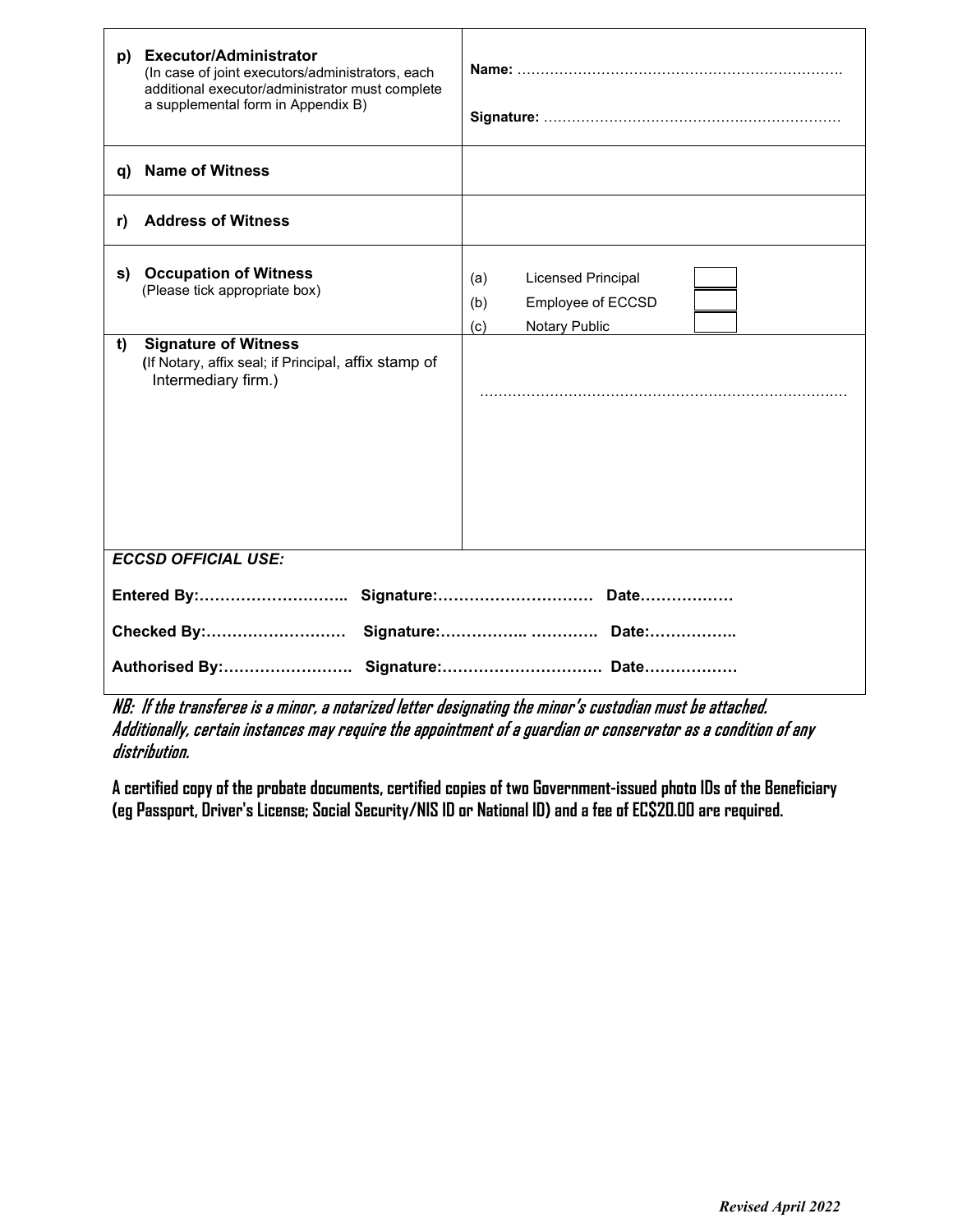| | |
|---|---|
| **p) Executor/Administrator** (In case of joint executors/administrators, each additional executor/administrator must complete a supplemental form in Appendix B) | **Name:** ………………………………………………………………<br><br>**Signature:** ……………………………………………………… |
| **q) Name of Witness** | |
| **r) Address of Witness** | |
| **s) Occupation of Witness** (Please tick appropriate box) | (a) Licensed Principal ☐<br>(b) Employee of ECCSD ☐<br>(c) Notary Public ☐ |
| **t) Signature of Witness** (If Notary, affix seal; if Principal, affix stamp of Intermediary firm.) | ………………………………………………………………… |

***ECCSD OFFICIAL USE:***

**Entered By:……………………….. Signature:………………………… Date………………**

**Checked By:……………………… Signature:…………….. …………. Date:……………..**

**Authorised By:……………………. Signature:…………………………. Date………………**

***NB: If the transferee is a minor, a notarized letter designating the minor's custodian must be attached. Additionally, certain instances may require the appointment of a guardian or conservator as a condition of any distribution.***

**A certified copy of the probate documents, certified copies of two Government-issued photo IDs of the Beneficiary (eg Passport, Driver's License; Social Security/NIS ID or National ID) and a fee of EC$20.00 are required.**

***Revised April 2022***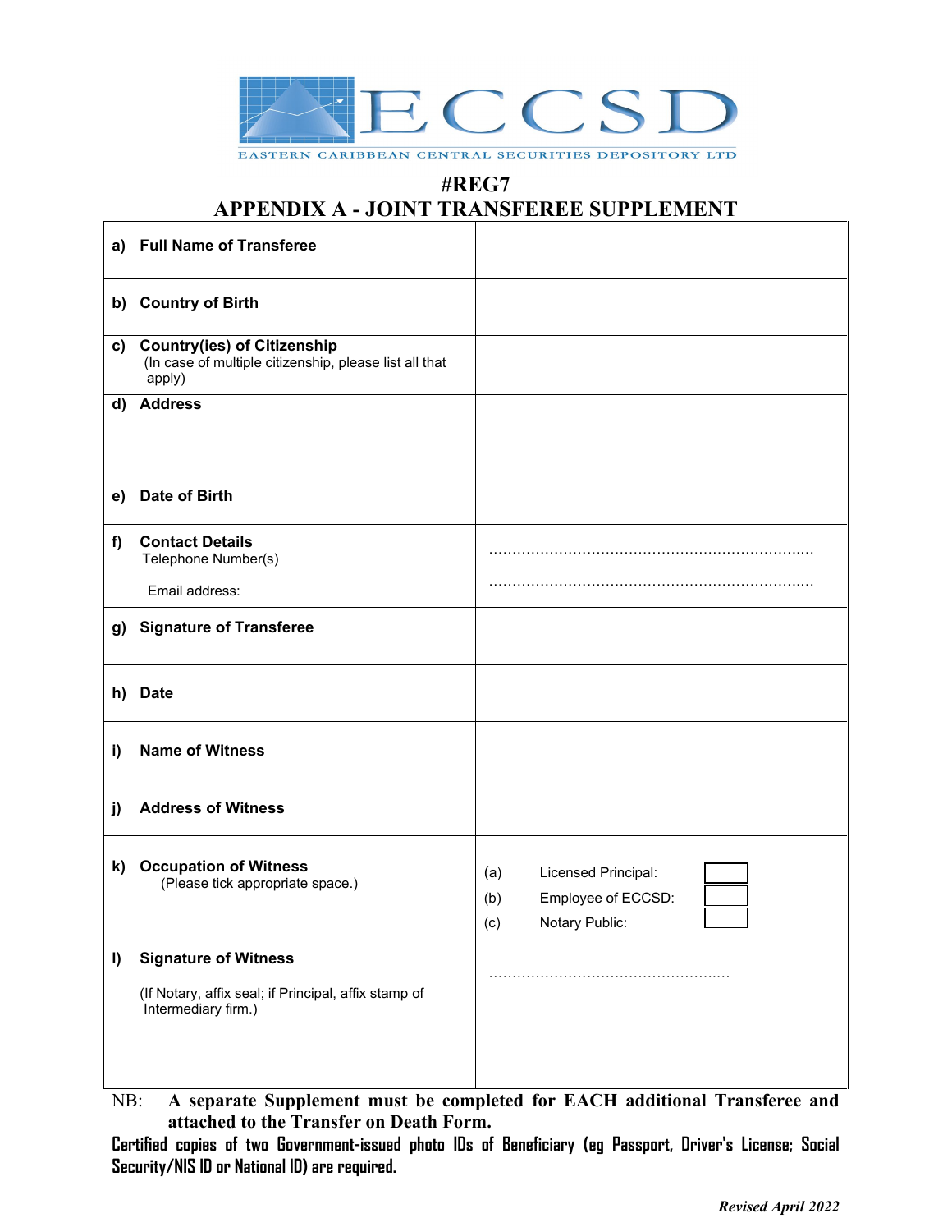ECCSD

EASTERN CARIBBEAN CENTRAL SECURITIES DEPOSITORY LTD

# #REG7
# APPENDIX A - JOINT TRANSFEREE SUPPLEMENT

| | |
|---|---|
| **a) Full Name of Transferee** | |
| **b) Country of Birth** | |
| **c) Country(ies) of Citizenship** (In case of multiple citizenship, please list all that apply) | |
| **d) Address** | |
| **e) Date of Birth** | |
| **f) Contact Details** Telephone Number(s) Email address: | …………………………………………………………… …………………………………………………………… |
| **g) Signature of Transferee** | |
| **h) Date** | |
| **i) Name of Witness** | |
| **j) Address of Witness** | |
| **k) Occupation of Witness** (Please tick appropriate space.) | (a) Licensed Principal: ☐ (b) Employee of ECCSD: ☐ (c) Notary Public: ☐ |
| **l) Signature of Witness** (If Notary, affix seal; if Principal, affix stamp of Intermediary firm.) | …………………………………………… |

NB: **A separate Supplement must be completed for EACH additional Transferee and attached to the Transfer on Death Form.**

**Certified copies of two Government-issued photo IDs of Beneficiary (eg Passport, Driver's License; Social Security/NIS ID or National ID) are required.**

***Revised April 2022***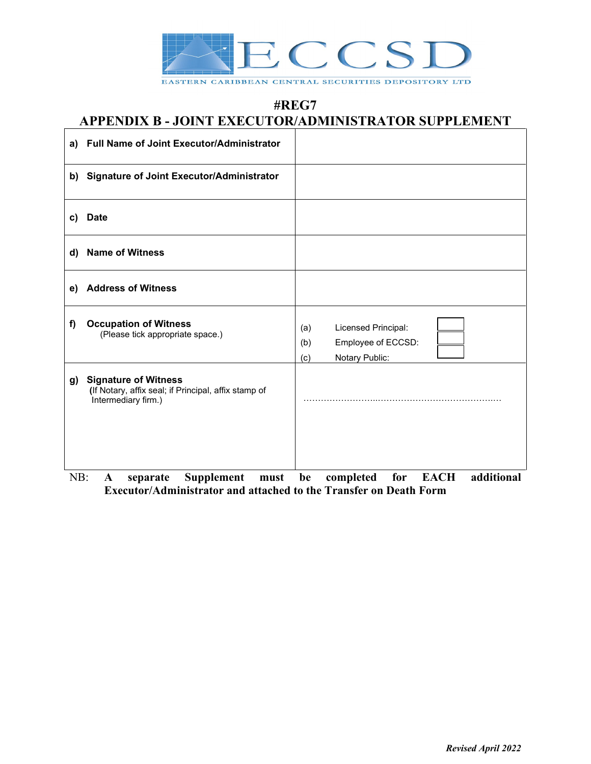EASTERN CARIBBEAN CENTRAL SECURITIES DEPOSITORY LTD

# #REG7

# APPENDIX B - JOINT EXECUTOR/ADMINISTRATOR SUPPLEMENT

| | |
|---|---|
| **a) Full Name of Joint Executor/Administrator** | |
| **b) Signature of Joint Executor/Administrator** | |
| **c) Date** | |
| **d) Name of Witness** | |
| **e) Address of Witness** | |
| **f) Occupation of Witness** (Please tick appropriate space.) | (a) Licensed Principal: ☐ (b) Employee of ECCSD: ☐ (c) Notary Public: ☐ |
| **g) Signature of Witness** (If Notary, affix seal; if Principal, affix stamp of Intermediary firm.) | ………………………..…………………………………… |

NB: **A separate Supplement must be completed for EACH additional Executor/Administrator and attached to the Transfer on Death Form**

***Revised April 2022***